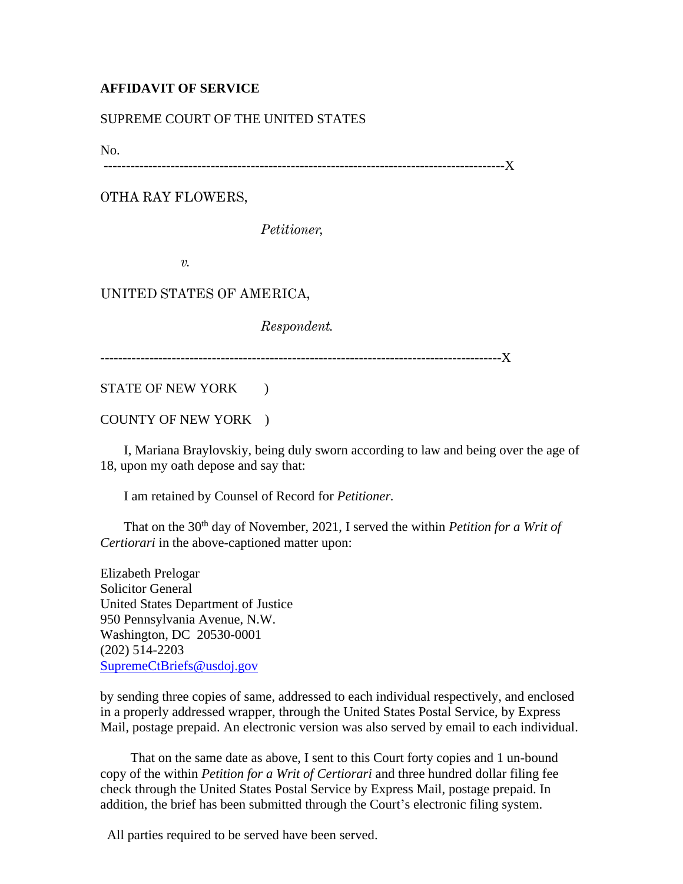**AFFIDAVIT OF SERVICE**

SUPREME COURT OF THE UNITED STATES

No.

------------------------------------------------------------------------------------------X

OTHA RAY FLOWERS,

*Petitioner,*

*v.*

UNITED STATES OF AMERICA,

*Respondent.*

------------------------------------------------------------------------------------------X

STATE OF NEW YORK )

COUNTY OF NEW YORK )

I, Mariana Braylovskiy, being duly sworn according to law and being over the age of 18, upon my oath depose and say that:

I am retained by Counsel of Record for *Petitioner.*

That on the 30th day of November, 2021, I served the within *Petition for a Writ of Certiorari* in the above-captioned matter upon:

Elizabeth Prelogar
Solicitor General
United States Department of Justice
950 Pennsylvania Avenue, N.W.
Washington, DC 20530-0001
(202) 514-2203
SupremeCtBriefs@usdoj.gov

by sending three copies of same, addressed to each individual respectively, and enclosed in a properly addressed wrapper, through the United States Postal Service, by Express Mail, postage prepaid. An electronic version was also served by email to each individual.

That on the same date as above, I sent to this Court forty copies and 1 un-bound copy of the within *Petition for a Writ of Certiorari* and three hundred dollar filing fee check through the United States Postal Service by Express Mail, postage prepaid. In addition, the brief has been submitted through the Court's electronic filing system.

All parties required to be served have been served.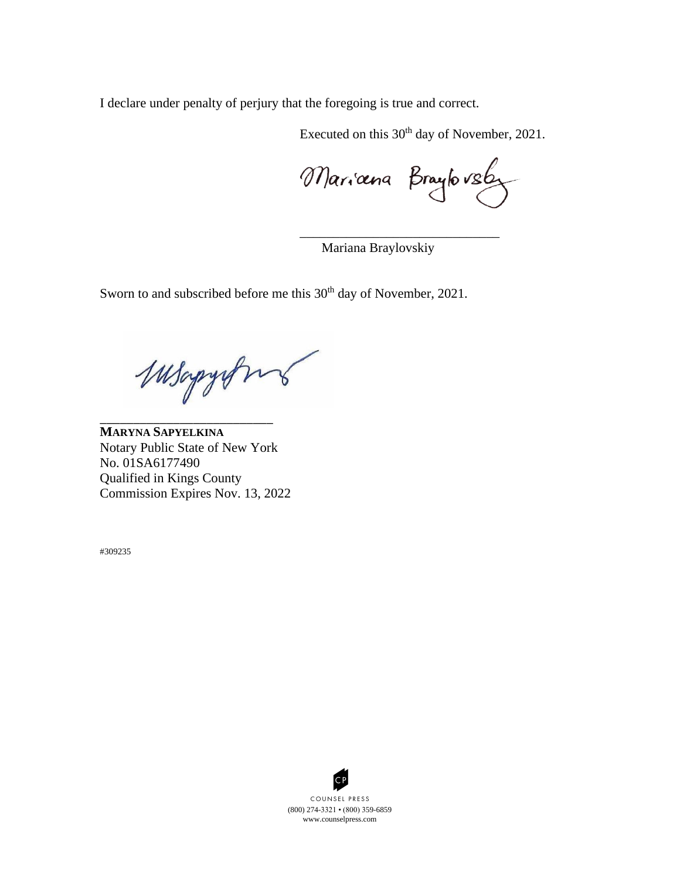I declare under penalty of perjury that the foregoing is true and correct.

Executed on this 30th day of November, 2021.

\_\_\_\_\_\_\_\_\_\_\_\_\_\_\_\_\_\_\_\_\_\_\_\_\_\_\_\_\_\_

Mariana Braylovskiy

Sworn to and subscribed before me this 30th day of November, 2021.

\_\_\_\_\_\_\_\_\_\_\_\_\_\_\_\_\_\_\_\_\_\_\_\_\_\_

**MARYNA SAPYELKINA**
Notary Public State of New York
No. 01SA6177490
Qualified in Kings County
Commission Expires Nov. 13, 2022

#309235

COUNSEL PRESS
(800) 274-3321 • (800) 359-6859
www.counselpress.com